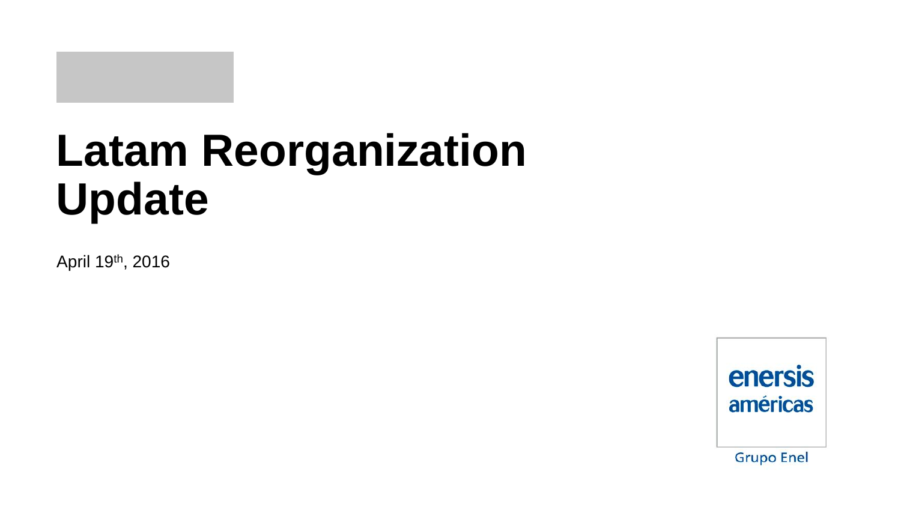# Latam Reorganization Update

April 19th, 2016

enersis américas

Grupo Enel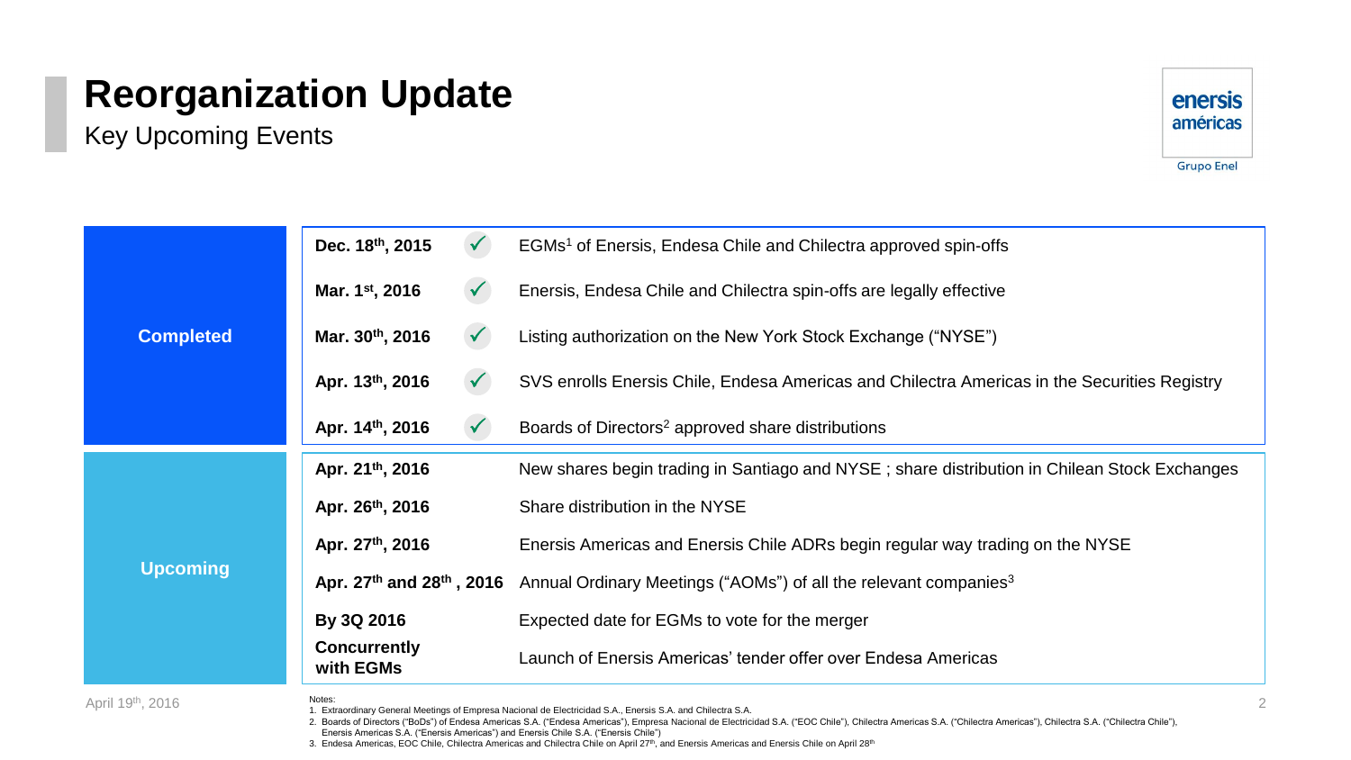# Reorganization Update

Key Upcoming Events

| Status | Date | | Event |
| --- | --- | --- | --- |
| Completed | Dec. 18th, 2015 | ✓ | EGMs[1] of Enersis, Endesa Chile and Chilectra approved spin-offs |
| | Mar. 1st, 2016 | ✓ | Enersis, Endesa Chile and Chilectra spin-offs are legally effective |
| | Mar. 30th, 2016 | ✓ | Listing authorization on the New York Stock Exchange ("NYSE") |
| | Apr. 13th, 2016 | ✓ | SVS enrolls Enersis Chile, Endesa Americas and Chilectra Americas in the Securities Registry |
| | Apr. 14th, 2016 | ✓ | Boards of Directors[2] approved share distributions |
| Upcoming | Apr. 21th, 2016 | | New shares begin trading in Santiago and NYSE ; share distribution in Chilean Stock Exchanges |
| | Apr. 26th, 2016 | | Share distribution in the NYSE |
| | Apr. 27th, 2016 | | Enersis Americas and Enersis Chile ADRs begin regular way trading on the NYSE |
| | Apr. 27th and 28th , 2016 | | Annual Ordinary Meetings ("AOMs") of all the relevant companies[3] |
| | By 3Q 2016 | | Expected date for EGMs to vote for the merger |
| | Concurrently with EGMs | | Launch of Enersis Americas' tender offer over Endesa Americas |

April 19th, 2016

Notes:
1. Extraordinary General Meetings of Empresa Nacional de Electricidad S.A., Enersis S.A. and Chilectra S.A.
2. Boards of Directors ("BoDs") of Endesa Americas S.A. ("Endesa Americas"), Empresa Nacional de Electricidad S.A. ("EOC Chile"), Chilectra Americas S.A. ("Chilectra Americas"), Chilectra S.A. ("Chilectra Chile"), Enersis Americas S.A. ("Enersis Americas") and Enersis Chile S.A. ("Enersis Chile")
3. Endesa Americas, EOC Chile, Chilectra Americas and Chilectra Chile on April 27th, and Enersis Americas and Enersis Chile on April 28th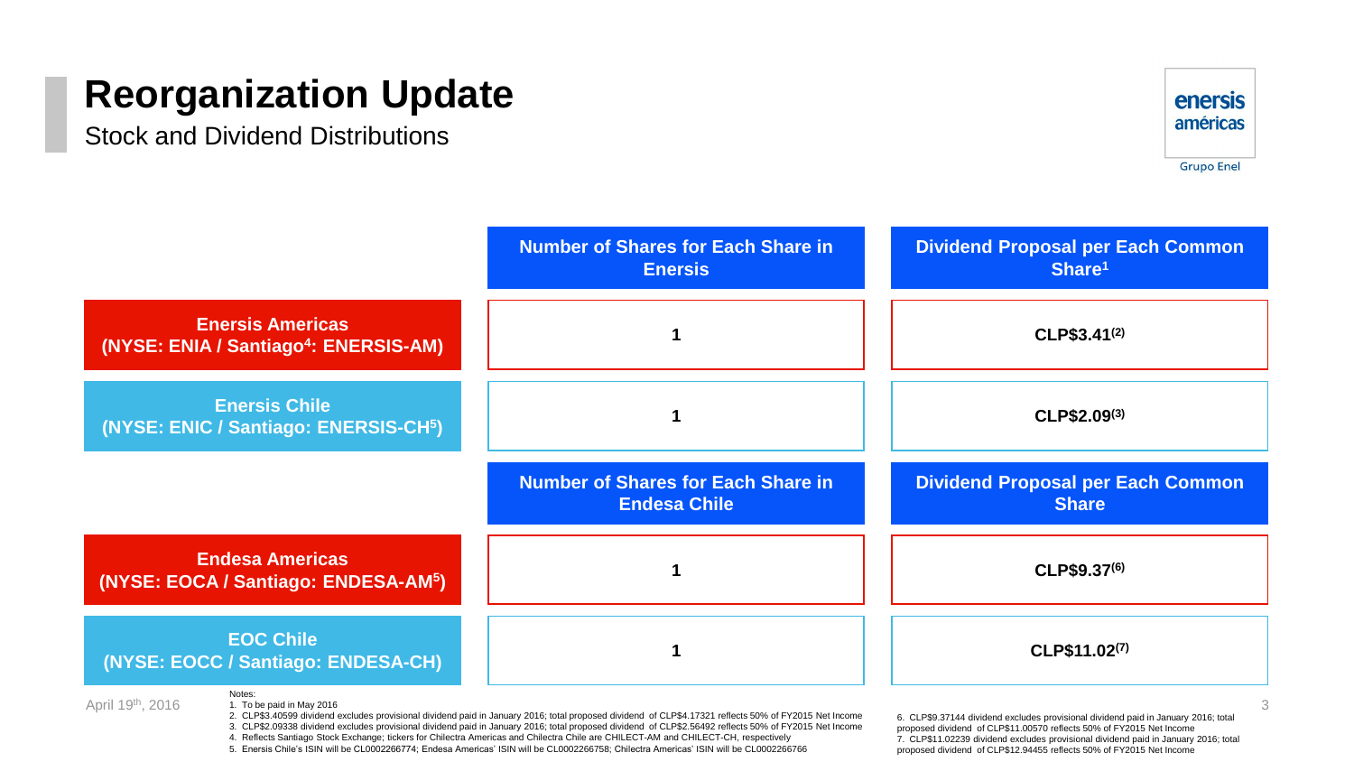# Reorganization Update

Stock and Dividend Distributions

|  | Number of Shares for Each Share in Enersis | Dividend Proposal per Each Common Share[1] |
|---|---|---|
| Enersis Americas (NYSE: ENIA / Santiago[4]: ENERSIS-AM) | 1 | CLP$3.41[2] |
| Enersis Chile (NYSE: ENIC / Santiago: ENERSIS-CH[5]) | 1 | CLP$2.09[3] |

|  | Number of Shares for Each Share in Endesa Chile | Dividend Proposal per Each Common Share |
|---|---|---|
| Endesa Americas (NYSE: EOCA / Santiago: ENDESA-AM[5]) | 1 | CLP$9.37[6] |
| EOC Chile (NYSE: EOCC / Santiago: ENDESA-CH) | 1 | CLP$11.02[7] |

April 19th, 2016

Notes:

1. To be paid in May 2016
2. CLP$3.40599 dividend excludes provisional dividend paid in January 2016; total proposed dividend of CLP$4.17321 reflects 50% of FY2015 Net Income
3. CLP$2.09338 dividend excludes provisional dividend paid in January 2016; total proposed dividend of CLP$2.56492 reflects 50% of FY2015 Net Income
4. Reflects Santiago Stock Exchange; tickers for Chilectra Americas and Chilectra Chile are CHILECT-AM and CHILECT-CH, respectively
5. Enersis Chile's ISIN will be CL0002266774; Endesa Americas' ISIN will be CL0002266758; Chilectra Americas' ISIN will be CL0002266766
6. CLP$9.37144 dividend excludes provisional dividend paid in January 2016; total proposed dividend of CLP$11.00570 reflects 50% of FY2015 Net Income
7. CLP$11.02239 dividend excludes provisional dividend paid in January 2016; total proposed dividend of CLP$12.94455 reflects 50% of FY2015 Net Income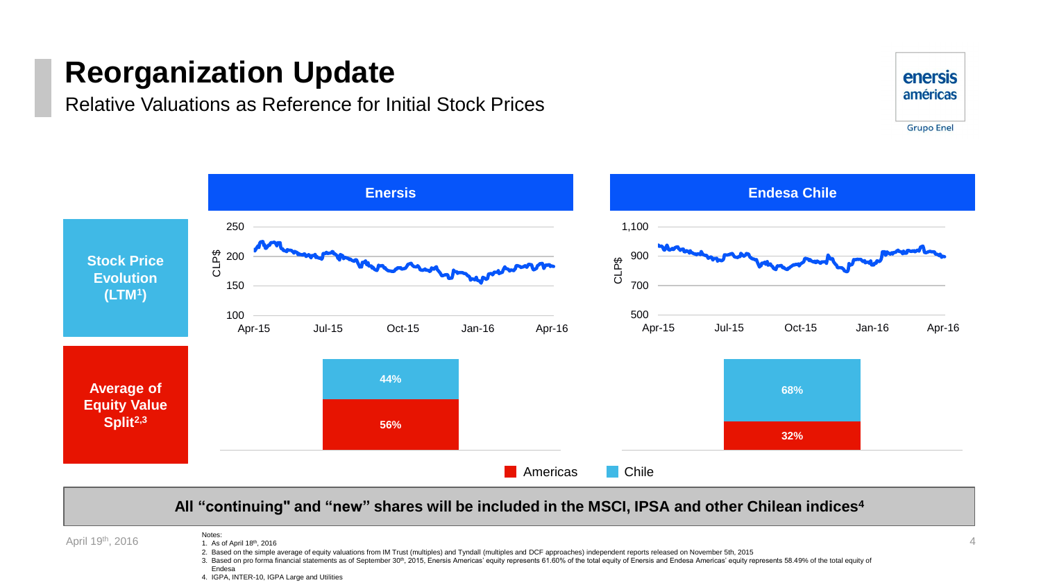# Reorganization Update

Relative Valuations as Reference for Initial Stock Prices

| | Enersis | Endesa Chile |
| --- | --- | --- |
| **Stock Price Evolution (LTM[1])** | CLP$ 100–250, Apr-15 to Apr-16 | CLP$ 500–1,100, Apr-15 to Apr-16 |
| **Average of Equity Value Split[2,3]** | Chile: 44%; Americas: 56% | Chile: 68%; Americas: 32% |

**All "continuing" and "new" shares will be included in the MSCI, IPSA and other Chilean indices[4]**

April 19th, 2016

Notes:
1. As of April 18th, 2016
2. Based on the simple average of equity valuations from IM Trust (multiples) and Tyndall (multiples and DCF approaches) independent reports released on November 5th, 2015
3. Based on pro forma financial statements as of September 30th, 2015, Enersis Americas' equity represents 61.60% of the total equity of Enersis and Endesa Americas' equity represents 58.49% of the total equity of Endesa
4. IGPA, INTER-10, IGPA Large and Utilities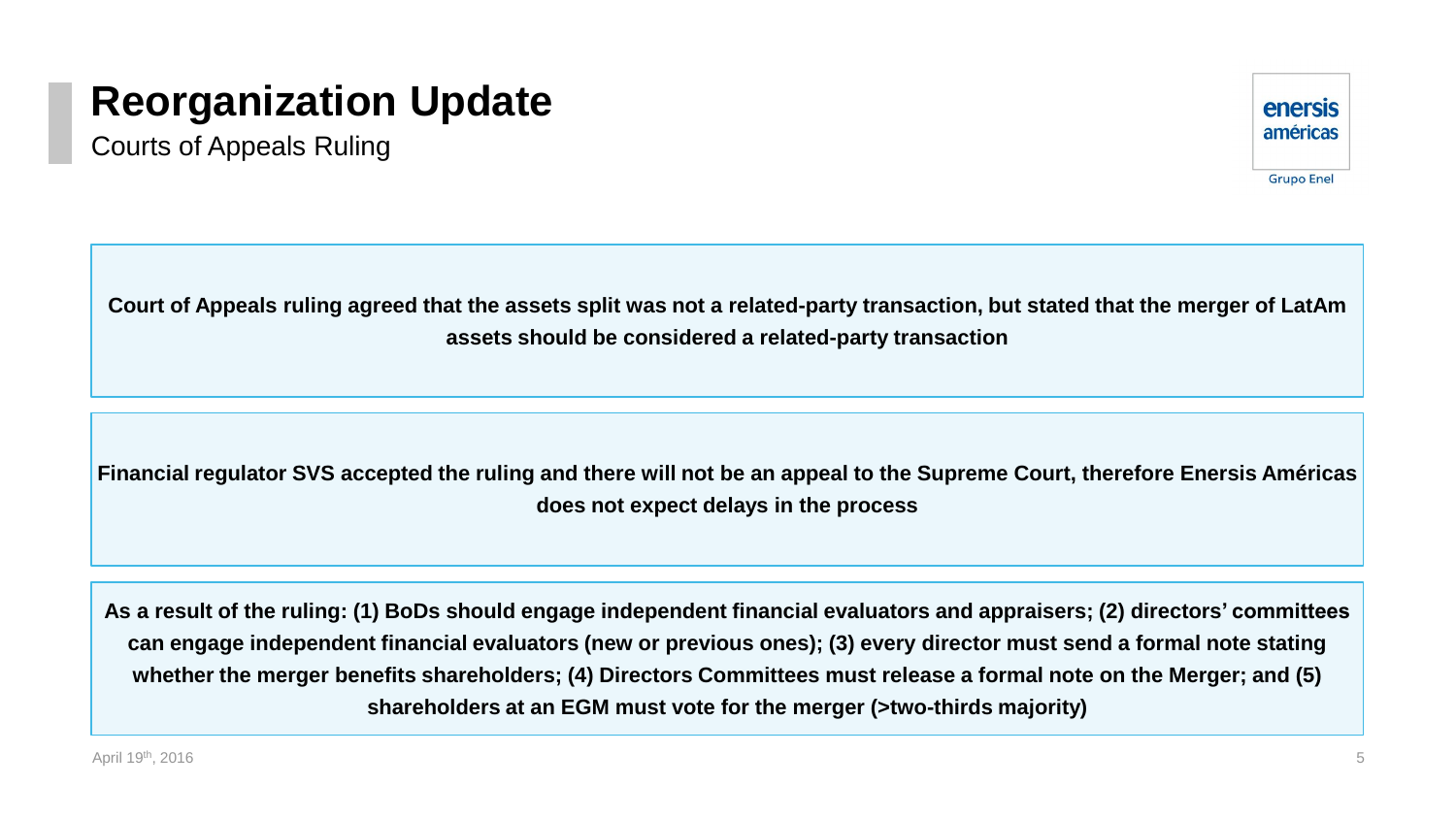# Reorganization Update

## Courts of Appeals Ruling

**Court of Appeals ruling agreed that the assets split was not a related-party transaction, but stated that the merger of LatAm assets should be considered a related-party transaction**

**Financial regulator SVS accepted the ruling and there will not be an appeal to the Supreme Court, therefore Enersis Américas does not expect delays in the process**

**As a result of the ruling: (1) BoDs should engage independent financial evaluators and appraisers; (2) directors' committees can engage independent financial evaluators (new or previous ones); (3) every director must send a formal note stating whether the merger benefits shareholders; (4) Directors Committees must release a formal note on the Merger; and (5) shareholders at an EGM must vote for the merger (>two-thirds majority)**

April 19th, 2016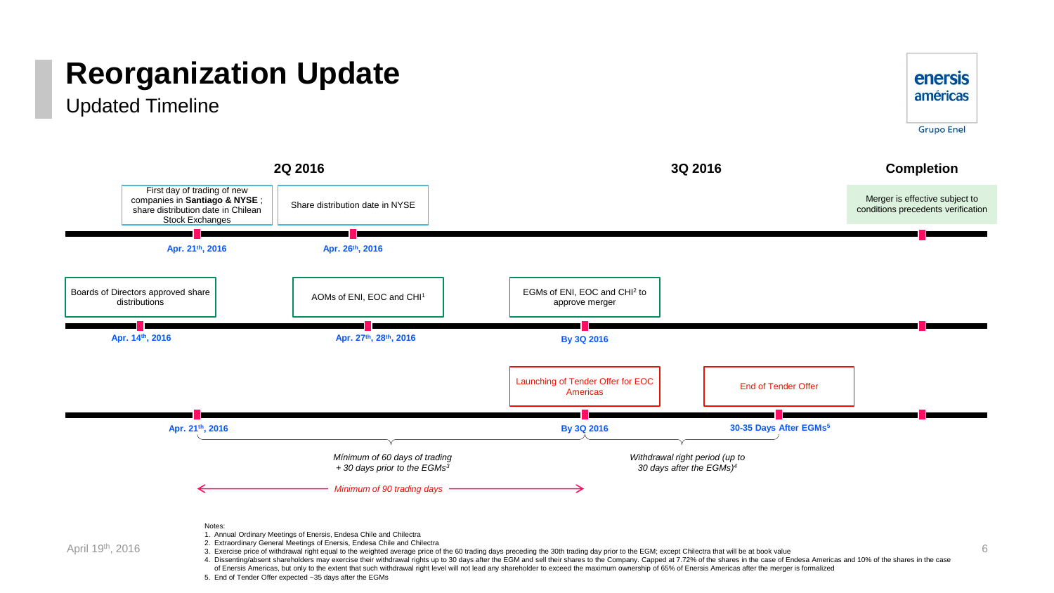# Reorganization Update

## Updated Timeline

**2Q 2016** | **3Q 2016** | **Completion**

**Timeline 1:**
- **Apr. 21th, 2016** – First day of trading of new companies in **Santiago & NYSE** ; share distribution date in Chilean Stock Exchanges
- **Apr. 26th, 2016** – Share distribution date in NYSE
- **Completion** – Merger is effective subject to conditions precedents verification

**Timeline 2:**
- **Apr. 14th, 2016** – Boards of Directors approved share distributions
- **Apr. 27th, 28th, 2016** – AOMs of ENI, EOC and CHI[1]
- **By 3Q 2016** – EGMs of ENI, EOC and CHI[2] to approve merger

**Timeline 3:**
- **Apr. 21th, 2016**
- **By 3Q 2016** – Launching of Tender Offer for EOC Americas
- **30-35 Days After EGMs[5]** – End of Tender Offer

*Mínimum of 60 days of trading + 30 days prior to the EGMs[3]* (Apr. 21th, 2016 to By 3Q 2016)

*Withdrawal right period (up to 30 days after the EGMs)[4]* (By 3Q 2016 to 30-35 Days After EGMs)

*Minimum of 90 trading days*

Notes:
1. Annual Ordinary Meetings of Enersis, Endesa Chile and Chilectra
2. Extraordinary General Meetings of Enersis, Endesa Chile and Chilectra
3. Exercise price of withdrawal right equal to the weighted average price of the 60 trading days preceding the 30th trading day prior to the EGM; except Chilectra that will be at book value
4. Dissenting/absent shareholders may exercise their withdrawal rights up to 30 days after the EGM and sell their shares to the Company. Capped at 7.72% of the shares in the case of Endesa Americas and 10% of the shares in the case of Enersis Americas, but only to the extent that such withdrawal right level will not lead any shareholder to exceed the maximum ownership of 65% of Enersis Americas after the merger is formalized
5. End of Tender Offer expected ~35 days after the EGMs

April 19th, 2016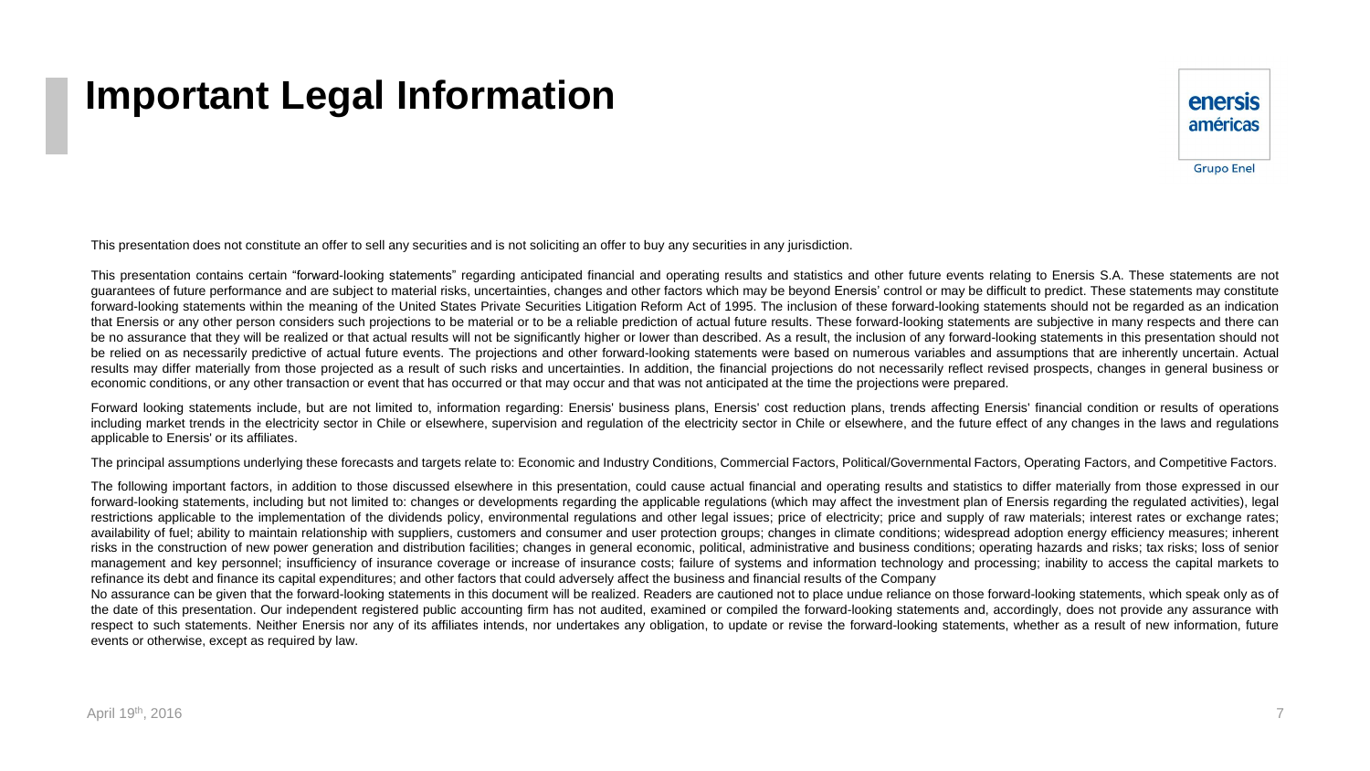# Important Legal Information

This presentation does not constitute an offer to sell any securities and is not soliciting an offer to buy any securities in any jurisdiction.

This presentation contains certain "forward-looking statements" regarding anticipated financial and operating results and statistics and other future events relating to Enersis S.A. These statements are not guarantees of future performance and are subject to material risks, uncertainties, changes and other factors which may be beyond Enersis' control or may be difficult to predict. These statements may constitute forward-looking statements within the meaning of the United States Private Securities Litigation Reform Act of 1995. The inclusion of these forward-looking statements should not be regarded as an indication that Enersis or any other person considers such projections to be material or to be a reliable prediction of actual future results. These forward-looking statements are subjective in many respects and there can be no assurance that they will be realized or that actual results will not be significantly higher or lower than described. As a result, the inclusion of any forward-looking statements in this presentation should not be relied on as necessarily predictive of actual future events. The projections and other forward-looking statements were based on numerous variables and assumptions that are inherently uncertain. Actual results may differ materially from those projected as a result of such risks and uncertainties. In addition, the financial projections do not necessarily reflect revised prospects, changes in general business or economic conditions, or any other transaction or event that has occurred or that may occur and that was not anticipated at the time the projections were prepared.

Forward looking statements include, but are not limited to, information regarding: Enersis' business plans, Enersis' cost reduction plans, trends affecting Enersis' financial condition or results of operations including market trends in the electricity sector in Chile or elsewhere, supervision and regulation of the electricity sector in Chile or elsewhere, and the future effect of any changes in the laws and regulations applicable to Enersis' or its affiliates.

The principal assumptions underlying these forecasts and targets relate to: Economic and Industry Conditions, Commercial Factors, Political/Governmental Factors, Operating Factors, and Competitive Factors.

The following important factors, in addition to those discussed elsewhere in this presentation, could cause actual financial and operating results and statistics to differ materially from those expressed in our forward-looking statements, including but not limited to: changes or developments regarding the applicable regulations (which may affect the investment plan of Enersis regarding the regulated activities), legal restrictions applicable to the implementation of the dividends policy, environmental regulations and other legal issues; price of electricity; price and supply of raw materials; interest rates or exchange rates; availability of fuel; ability to maintain relationship with suppliers, customers and consumer and user protection groups; changes in climate conditions; widespread adoption energy efficiency measures; inherent risks in the construction of new power generation and distribution facilities; changes in general economic, political, administrative and business conditions; operating hazards and risks; tax risks; loss of senior management and key personnel; insufficiency of insurance coverage or increase of insurance costs; failure of systems and information technology and processing; inability to access the capital markets to refinance its debt and finance its capital expenditures; and other factors that could adversely affect the business and financial results of the Company

No assurance can be given that the forward-looking statements in this document will be realized. Readers are cautioned not to place undue reliance on those forward-looking statements, which speak only as of the date of this presentation. Our independent registered public accounting firm has not audited, examined or compiled the forward-looking statements and, accordingly, does not provide any assurance with respect to such statements. Neither Enersis nor any of its affiliates intends, nor undertakes any obligation, to update or revise the forward-looking statements, whether as a result of new information, future events or otherwise, except as required by law.